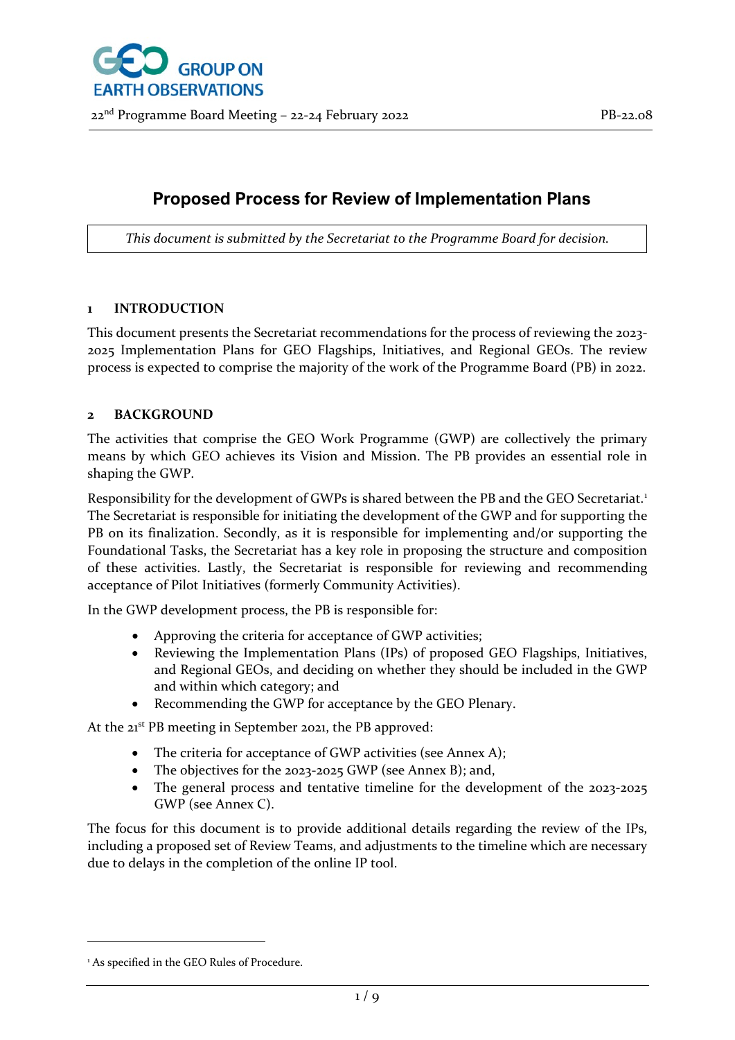# Proposed Process for Review of Implementation Plans

*This document is submitted by the Secretariat to the Programme Board for decision.*

## 1 INTRODUCTION

This document presents the Secretariat recommendations for the process of reviewing the 2023-2025 Implementation Plans for GEO Flagships, Initiatives, and Regional GEOs. The review process is expected to comprise the majority of the work of the Programme Board (PB) in 2022.

## 2 BACKGROUND

The activities that comprise the GEO Work Programme (GWP) are collectively the primary means by which GEO achieves its Vision and Mission. The PB provides an essential role in shaping the GWP.

Responsibility for the development of GWPs is shared between the PB and the GEO Secretariat.[1] The Secretariat is responsible for initiating the development of the GWP and for supporting the PB on its finalization. Secondly, as it is responsible for implementing and/or supporting the Foundational Tasks, the Secretariat has a key role in proposing the structure and composition of these activities. Lastly, the Secretariat is responsible for reviewing and recommending acceptance of Pilot Initiatives (formerly Community Activities).

In the GWP development process, the PB is responsible for:

- Approving the criteria for acceptance of GWP activities;
- Reviewing the Implementation Plans (IPs) of proposed GEO Flagships, Initiatives, and Regional GEOs, and deciding on whether they should be included in the GWP and within which category; and
- Recommending the GWP for acceptance by the GEO Plenary.

At the 21st PB meeting in September 2021, the PB approved:

- The criteria for acceptance of GWP activities (see Annex A);
- The objectives for the 2023-2025 GWP (see Annex B); and,
- The general process and tentative timeline for the development of the 2023-2025 GWP (see Annex C).

The focus for this document is to provide additional details regarding the review of the IPs, including a proposed set of Review Teams, and adjustments to the timeline which are necessary due to delays in the completion of the online IP tool.

[1] As specified in the GEO Rules of Procedure.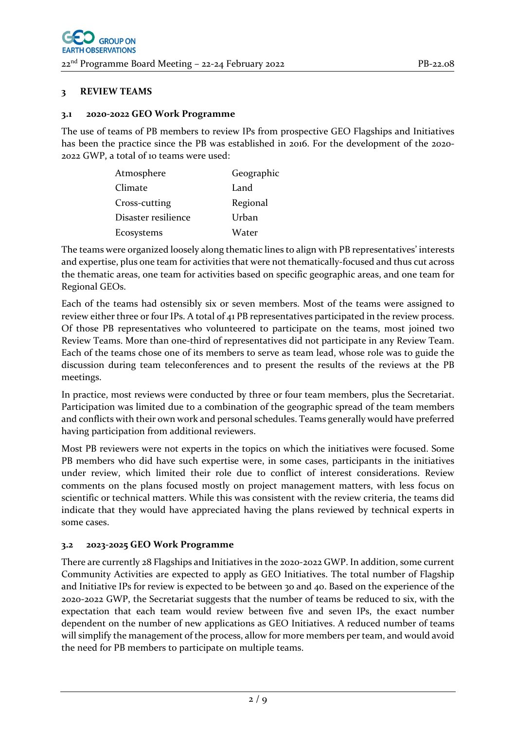## 3 REVIEW TEAMS

### 3.1 2020-2022 GEO Work Programme

The use of teams of PB members to review IPs from prospective GEO Flagships and Initiatives has been the practice since the PB was established in 2016. For the development of the 2020-2022 GWP, a total of 10 teams were used:

| | |
|---|---|
| Atmosphere | Geographic |
| Climate | Land |
| Cross-cutting | Regional |
| Disaster resilience | Urban |
| Ecosystems | Water |

The teams were organized loosely along thematic lines to align with PB representatives' interests and expertise, plus one team for activities that were not thematically-focused and thus cut across the thematic areas, one team for activities based on specific geographic areas, and one team for Regional GEOs.

Each of the teams had ostensibly six or seven members. Most of the teams were assigned to review either three or four IPs. A total of 41 PB representatives participated in the review process. Of those PB representatives who volunteered to participate on the teams, most joined two Review Teams. More than one-third of representatives did not participate in any Review Team. Each of the teams chose one of its members to serve as team lead, whose role was to guide the discussion during team teleconferences and to present the results of the reviews at the PB meetings.

In practice, most reviews were conducted by three or four team members, plus the Secretariat. Participation was limited due to a combination of the geographic spread of the team members and conflicts with their own work and personal schedules. Teams generally would have preferred having participation from additional reviewers.

Most PB reviewers were not experts in the topics on which the initiatives were focused. Some PB members who did have such expertise were, in some cases, participants in the initiatives under review, which limited their role due to conflict of interest considerations. Review comments on the plans focused mostly on project management matters, with less focus on scientific or technical matters. While this was consistent with the review criteria, the teams did indicate that they would have appreciated having the plans reviewed by technical experts in some cases.

### 3.2 2023-2025 GEO Work Programme

There are currently 28 Flagships and Initiatives in the 2020-2022 GWP. In addition, some current Community Activities are expected to apply as GEO Initiatives. The total number of Flagship and Initiative IPs for review is expected to be between 30 and 40. Based on the experience of the 2020-2022 GWP, the Secretariat suggests that the number of teams be reduced to six, with the expectation that each team would review between five and seven IPs, the exact number dependent on the number of new applications as GEO Initiatives. A reduced number of teams will simplify the management of the process, allow for more members per team, and would avoid the need for PB members to participate on multiple teams.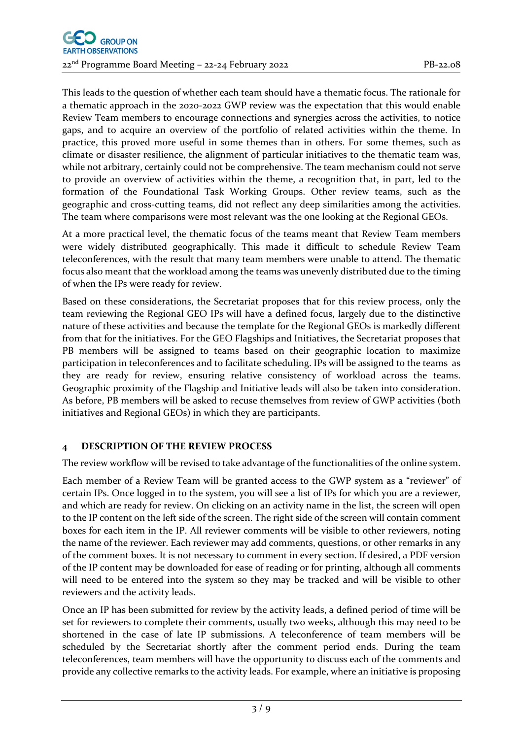This leads to the question of whether each team should have a thematic focus. The rationale for a thematic approach in the 2020-2022 GWP review was the expectation that this would enable Review Team members to encourage connections and synergies across the activities, to notice gaps, and to acquire an overview of the portfolio of related activities within the theme. In practice, this proved more useful in some themes than in others. For some themes, such as climate or disaster resilience, the alignment of particular initiatives to the thematic team was, while not arbitrary, certainly could not be comprehensive. The team mechanism could not serve to provide an overview of activities within the theme, a recognition that, in part, led to the formation of the Foundational Task Working Groups. Other review teams, such as the geographic and cross-cutting teams, did not reflect any deep similarities among the activities. The team where comparisons were most relevant was the one looking at the Regional GEOs.

At a more practical level, the thematic focus of the teams meant that Review Team members were widely distributed geographically. This made it difficult to schedule Review Team teleconferences, with the result that many team members were unable to attend. The thematic focus also meant that the workload among the teams was unevenly distributed due to the timing of when the IPs were ready for review.

Based on these considerations, the Secretariat proposes that for this review process, only the team reviewing the Regional GEO IPs will have a defined focus, largely due to the distinctive nature of these activities and because the template for the Regional GEOs is markedly different from that for the initiatives. For the GEO Flagships and Initiatives, the Secretariat proposes that PB members will be assigned to teams based on their geographic location to maximize participation in teleconferences and to facilitate scheduling. IPs will be assigned to the teams as they are ready for review, ensuring relative consistency of workload across the teams. Geographic proximity of the Flagship and Initiative leads will also be taken into consideration. As before, PB members will be asked to recuse themselves from review of GWP activities (both initiatives and Regional GEOs) in which they are participants.

## 4 DESCRIPTION OF THE REVIEW PROCESS

The review workflow will be revised to take advantage of the functionalities of the online system.

Each member of a Review Team will be granted access to the GWP system as a "reviewer" of certain IPs. Once logged in to the system, you will see a list of IPs for which you are a reviewer, and which are ready for review. On clicking on an activity name in the list, the screen will open to the IP content on the left side of the screen. The right side of the screen will contain comment boxes for each item in the IP. All reviewer comments will be visible to other reviewers, noting the name of the reviewer. Each reviewer may add comments, questions, or other remarks in any of the comment boxes. It is not necessary to comment in every section. If desired, a PDF version of the IP content may be downloaded for ease of reading or for printing, although all comments will need to be entered into the system so they may be tracked and will be visible to other reviewers and the activity leads.

Once an IP has been submitted for review by the activity leads, a defined period of time will be set for reviewers to complete their comments, usually two weeks, although this may need to be shortened in the case of late IP submissions. A teleconference of team members will be scheduled by the Secretariat shortly after the comment period ends. During the team teleconferences, team members will have the opportunity to discuss each of the comments and provide any collective remarks to the activity leads. For example, where an initiative is proposing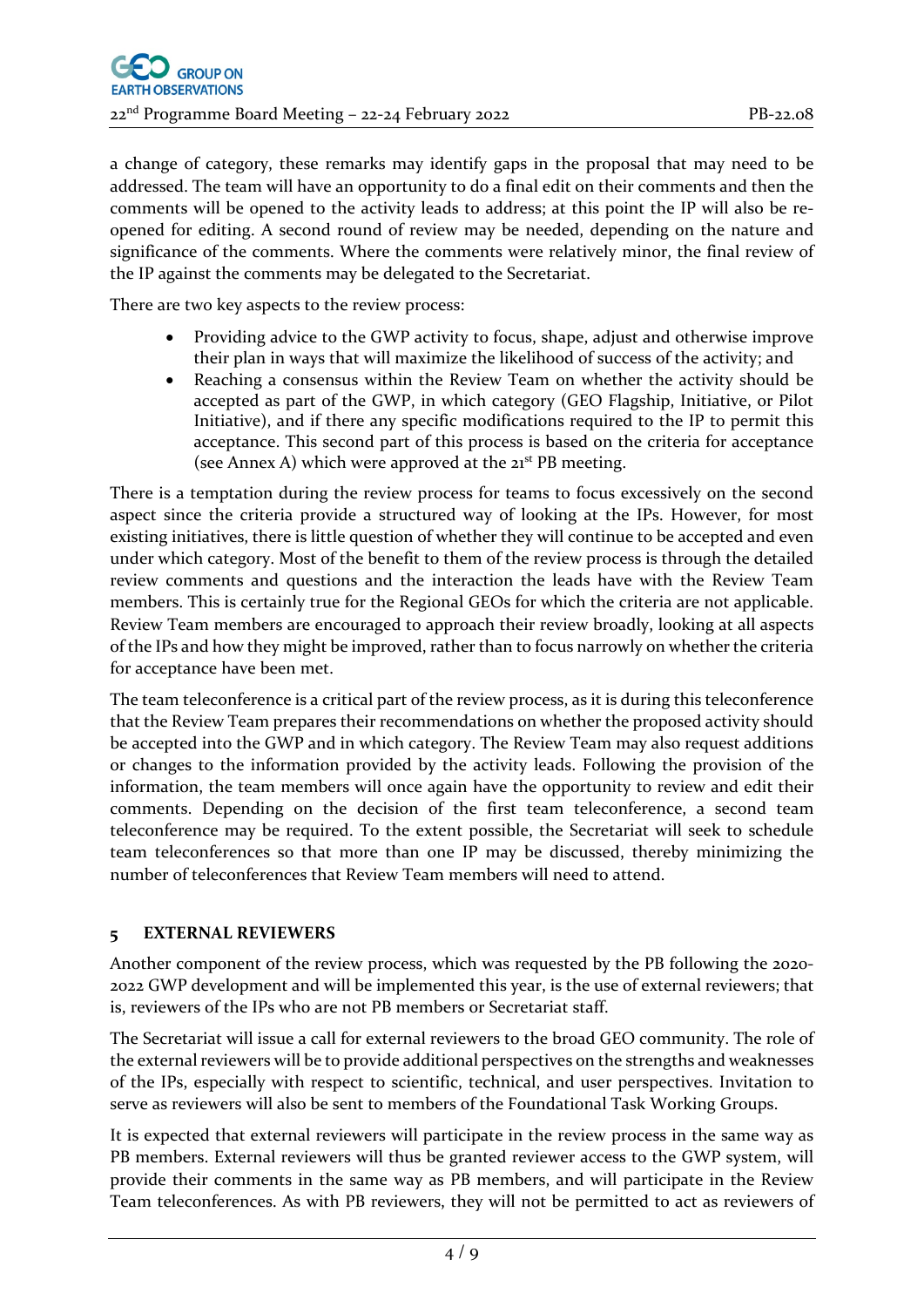a change of category, these remarks may identify gaps in the proposal that may need to be addressed. The team will have an opportunity to do a final edit on their comments and then the comments will be opened to the activity leads to address; at this point the IP will also be re-opened for editing. A second round of review may be needed, depending on the nature and significance of the comments. Where the comments were relatively minor, the final review of the IP against the comments may be delegated to the Secretariat.

There are two key aspects to the review process:

- Providing advice to the GWP activity to focus, shape, adjust and otherwise improve their plan in ways that will maximize the likelihood of success of the activity; and
- Reaching a consensus within the Review Team on whether the activity should be accepted as part of the GWP, in which category (GEO Flagship, Initiative, or Pilot Initiative), and if there any specific modifications required to the IP to permit this acceptance. This second part of this process is based on the criteria for acceptance (see Annex A) which were approved at the 21st PB meeting.

There is a temptation during the review process for teams to focus excessively on the second aspect since the criteria provide a structured way of looking at the IPs. However, for most existing initiatives, there is little question of whether they will continue to be accepted and even under which category. Most of the benefit to them of the review process is through the detailed review comments and questions and the interaction the leads have with the Review Team members. This is certainly true for the Regional GEOs for which the criteria are not applicable. Review Team members are encouraged to approach their review broadly, looking at all aspects of the IPs and how they might be improved, rather than to focus narrowly on whether the criteria for acceptance have been met.

The team teleconference is a critical part of the review process, as it is during this teleconference that the Review Team prepares their recommendations on whether the proposed activity should be accepted into the GWP and in which category. The Review Team may also request additions or changes to the information provided by the activity leads. Following the provision of the information, the team members will once again have the opportunity to review and edit their comments. Depending on the decision of the first team teleconference, a second team teleconference may be required. To the extent possible, the Secretariat will seek to schedule team teleconferences so that more than one IP may be discussed, thereby minimizing the number of teleconferences that Review Team members will need to attend.

## 5 EXTERNAL REVIEWERS

Another component of the review process, which was requested by the PB following the 2020-2022 GWP development and will be implemented this year, is the use of external reviewers; that is, reviewers of the IPs who are not PB members or Secretariat staff.

The Secretariat will issue a call for external reviewers to the broad GEO community. The role of the external reviewers will be to provide additional perspectives on the strengths and weaknesses of the IPs, especially with respect to scientific, technical, and user perspectives. Invitation to serve as reviewers will also be sent to members of the Foundational Task Working Groups.

It is expected that external reviewers will participate in the review process in the same way as PB members. External reviewers will thus be granted reviewer access to the GWP system, will provide their comments in the same way as PB members, and will participate in the Review Team teleconferences. As with PB reviewers, they will not be permitted to act as reviewers of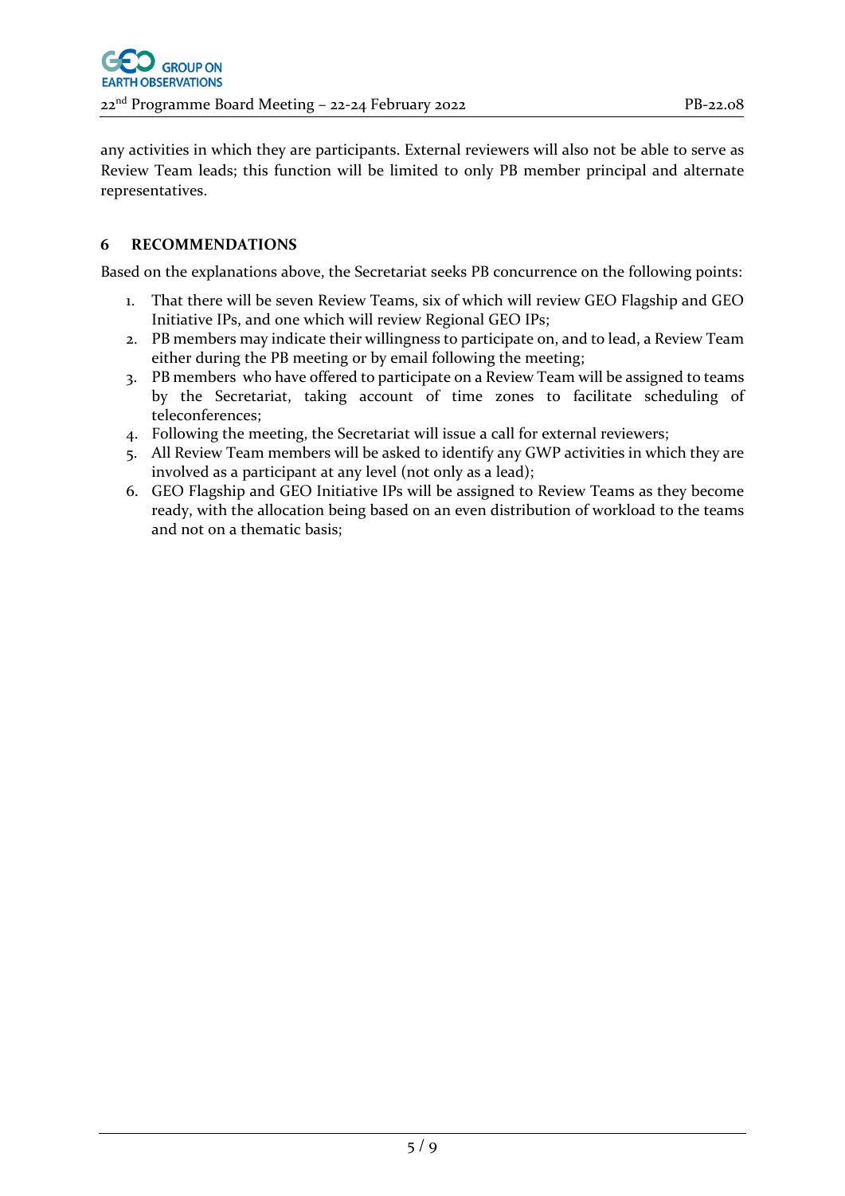any activities in which they are participants. External reviewers will also not be able to serve as Review Team leads; this function will be limited to only PB member principal and alternate representatives.

## 6 RECOMMENDATIONS

Based on the explanations above, the Secretariat seeks PB concurrence on the following points:

1. That there will be seven Review Teams, six of which will review GEO Flagship and GEO Initiative IPs, and one which will review Regional GEO IPs;
2. PB members may indicate their willingness to participate on, and to lead, a Review Team either during the PB meeting or by email following the meeting;
3. PB members who have offered to participate on a Review Team will be assigned to teams by the Secretariat, taking account of time zones to facilitate scheduling of teleconferences;
4. Following the meeting, the Secretariat will issue a call for external reviewers;
5. All Review Team members will be asked to identify any GWP activities in which they are involved as a participant at any level (not only as a lead);
6. GEO Flagship and GEO Initiative IPs will be assigned to Review Teams as they become ready, with the allocation being based on an even distribution of workload to the teams and not on a thematic basis;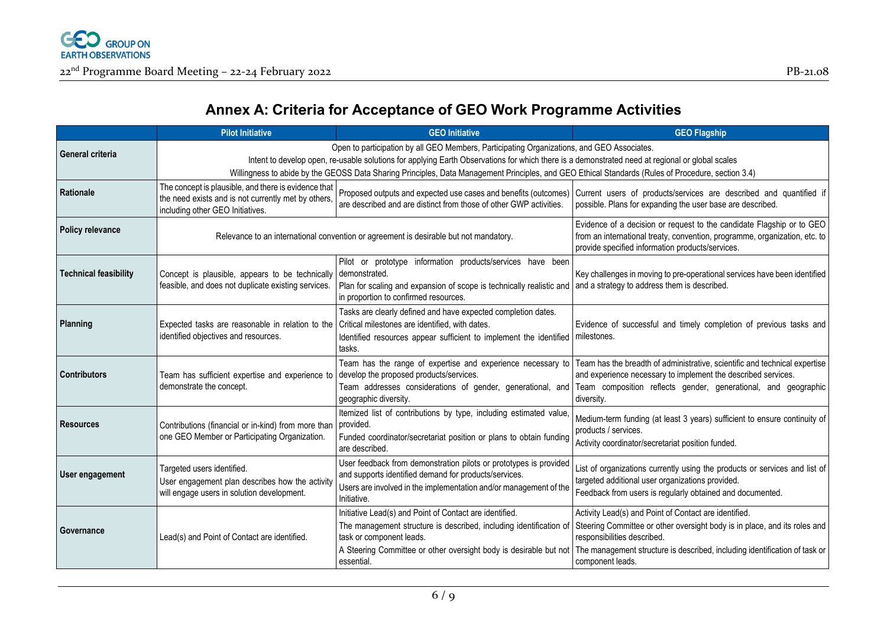# Annex A: Criteria for Acceptance of GEO Work Programme Activities

| | Pilot Initiative | GEO Initiative | GEO Flagship |
|---|---|---|---|
| **General criteria** | Open to participation by all GEO Members, Participating Organizations, and GEO Associates.<br>Intent to develop open, re-usable solutions for applying Earth Observations for which there is a demonstrated need at regional or global scales<br>Willingness to abide by the GEOSS Data Sharing Principles, Data Management Principles, and GEO Ethical Standards (Rules of Procedure, section 3.4) | | |
| **Rationale** | The concept is plausible, and there is evidence that the need exists and is not currently met by others, including other GEO Initiatives. | Proposed outputs and expected use cases and benefits (outcomes) are described and are distinct from those of other GWP activities. | Current users of products/services are described and quantified if possible. Plans for expanding the user base are described. |
| **Policy relevance** | Relevance to an international convention or agreement is desirable but not mandatory. | | Evidence of a decision or request to the candidate Flagship or to GEO from an international treaty, convention, programme, organization, etc. to provide specified information products/services. |
| **Technical feasibility** | Concept is plausible, appears to be technically feasible, and does not duplicate existing services. | Pilot or prototype information products/services have been demonstrated.<br>Plan for scaling and expansion of scope is technically realistic and in proportion to confirmed resources. | Key challenges in moving to pre-operational services have been identified and a strategy to address them is described. |
| **Planning** | Expected tasks are reasonable in relation to the identified objectives and resources. | Tasks are clearly defined and have expected completion dates.<br>Critical milestones are identified, with dates.<br>Identified resources appear sufficient to implement the identified tasks. | Evidence of successful and timely completion of previous tasks and milestones. |
| **Contributors** | Team has sufficient expertise and experience to demonstrate the concept. | Team has the range of expertise and experience necessary to develop the proposed products/services.<br>Team addresses considerations of gender, generational, and geographic diversity. | Team has the breadth of administrative, scientific and technical expertise and experience necessary to implement the described services.<br>Team composition reflects gender, generational, and geographic diversity. |
| **Resources** | Contributions (financial or in-kind) from more than one GEO Member or Participating Organization. | Itemized list of contributions by type, including estimated value, provided.<br>Funded coordinator/secretariat position or plans to obtain funding are described. | Medium-term funding (at least 3 years) sufficient to ensure continuity of products / services.<br>Activity coordinator/secretariat position funded. |
| **User engagement** | Targeted users identified.<br>User engagement plan describes how the activity will engage users in solution development. | User feedback from demonstration pilots or prototypes is provided and supports identified demand for products/services.<br>Users are involved in the implementation and/or management of the Initiative. | List of organizations currently using the products or services and list of targeted additional user organizations provided.<br>Feedback from users is regularly obtained and documented. |
| **Governance** | Lead(s) and Point of Contact are identified. | Initiative Lead(s) and Point of Contact are identified.<br>The management structure is described, including identification of task or component leads.<br>A Steering Committee or other oversight body is desirable but not essential. | Activity Lead(s) and Point of Contact are identified.<br>Steering Committee or other oversight body is in place, and its roles and responsibilities described.<br>The management structure is described, including identification of task or component leads. |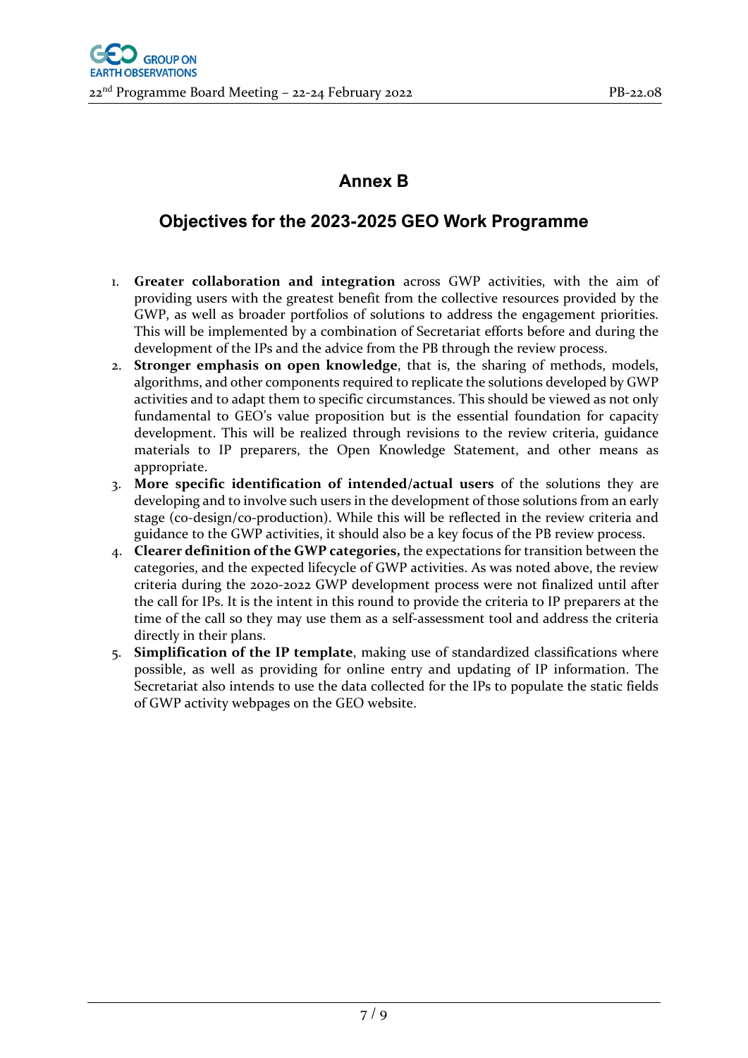## Annex B

## Objectives for the 2023-2025 GEO Work Programme

1. **Greater collaboration and integration** across GWP activities, with the aim of providing users with the greatest benefit from the collective resources provided by the GWP, as well as broader portfolios of solutions to address the engagement priorities. This will be implemented by a combination of Secretariat efforts before and during the development of the IPs and the advice from the PB through the review process.
2. **Stronger emphasis on open knowledge**, that is, the sharing of methods, models, algorithms, and other components required to replicate the solutions developed by GWP activities and to adapt them to specific circumstances. This should be viewed as not only fundamental to GEO's value proposition but is the essential foundation for capacity development. This will be realized through revisions to the review criteria, guidance materials to IP preparers, the Open Knowledge Statement, and other means as appropriate.
3. **More specific identification of intended/actual users** of the solutions they are developing and to involve such users in the development of those solutions from an early stage (co-design/co-production). While this will be reflected in the review criteria and guidance to the GWP activities, it should also be a key focus of the PB review process.
4. **Clearer definition of the GWP categories,** the expectations for transition between the categories, and the expected lifecycle of GWP activities. As was noted above, the review criteria during the 2020-2022 GWP development process were not finalized until after the call for IPs. It is the intent in this round to provide the criteria to IP preparers at the time of the call so they may use them as a self-assessment tool and address the criteria directly in their plans.
5. **Simplification of the IP template**, making use of standardized classifications where possible, as well as providing for online entry and updating of IP information. The Secretariat also intends to use the data collected for the IPs to populate the static fields of GWP activity webpages on the GEO website.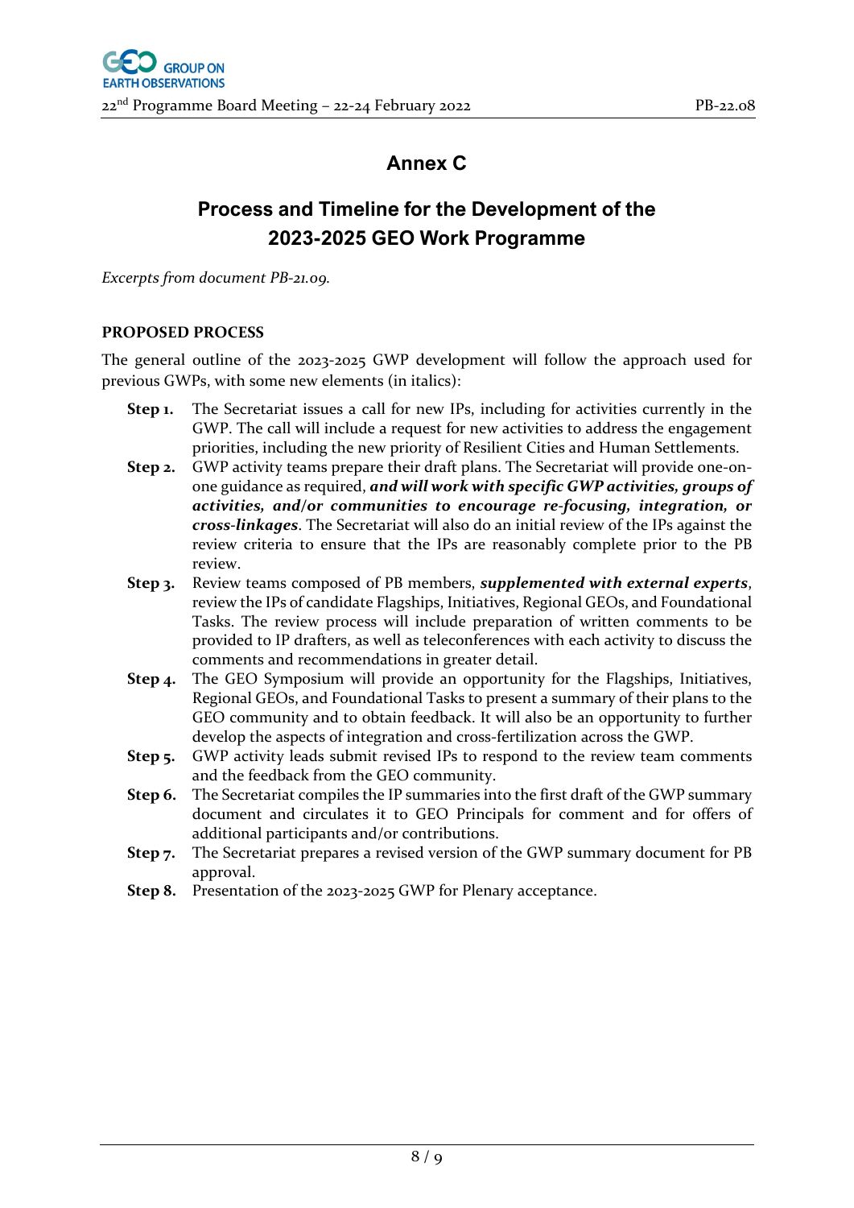# Annex C

## Process and Timeline for the Development of the 2023-2025 GEO Work Programme

*Excerpts from document PB-21.09.*

### PROPOSED PROCESS

The general outline of the 2023-2025 GWP development will follow the approach used for previous GWPs, with some new elements (in italics):

- **Step 1.** The Secretariat issues a call for new IPs, including for activities currently in the GWP. The call will include a request for new activities to address the engagement priorities, including the new priority of Resilient Cities and Human Settlements.
- **Step 2.** GWP activity teams prepare their draft plans. The Secretariat will provide one-on-one guidance as required, ***and will work with specific GWP activities, groups of activities, and/or communities to encourage re-focusing, integration, or cross-linkages***. The Secretariat will also do an initial review of the IPs against the review criteria to ensure that the IPs are reasonably complete prior to the PB review.
- **Step 3.** Review teams composed of PB members, ***supplemented with external experts***, review the IPs of candidate Flagships, Initiatives, Regional GEOs, and Foundational Tasks. The review process will include preparation of written comments to be provided to IP drafters, as well as teleconferences with each activity to discuss the comments and recommendations in greater detail.
- **Step 4.** The GEO Symposium will provide an opportunity for the Flagships, Initiatives, Regional GEOs, and Foundational Tasks to present a summary of their plans to the GEO community and to obtain feedback. It will also be an opportunity to further develop the aspects of integration and cross-fertilization across the GWP.
- **Step 5.** GWP activity leads submit revised IPs to respond to the review team comments and the feedback from the GEO community.
- **Step 6.** The Secretariat compiles the IP summaries into the first draft of the GWP summary document and circulates it to GEO Principals for comment and for offers of additional participants and/or contributions.
- **Step 7.** The Secretariat prepares a revised version of the GWP summary document for PB approval.
- **Step 8.** Presentation of the 2023-2025 GWP for Plenary acceptance.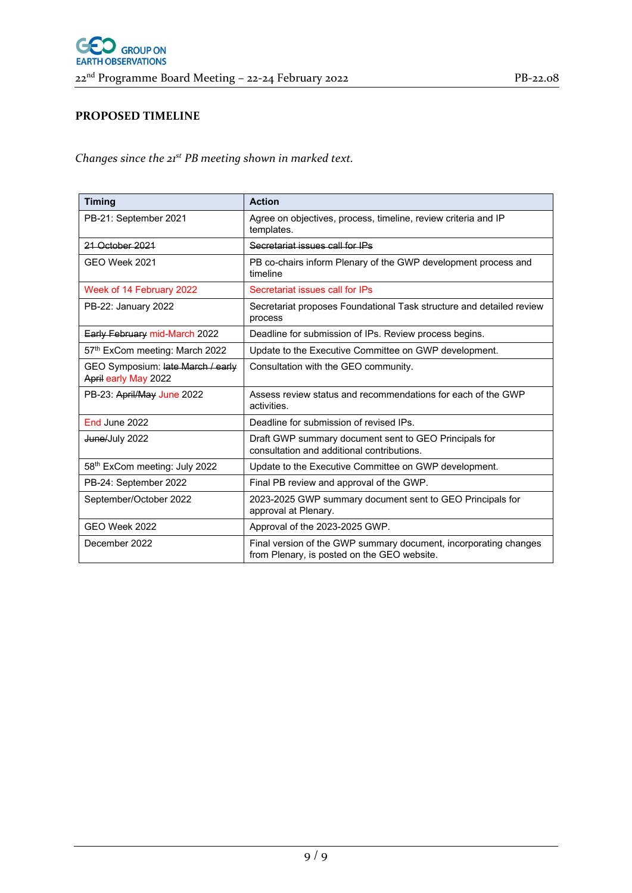**PROPOSED TIMELINE**

*Changes since the 21st PB meeting shown in marked text.*

| Timing | Action |
|---|---|
| PB-21: September 2021 | Agree on objectives, process, timeline, review criteria and IP templates. |
| ~~21 October 2021~~ | ~~Secretariat issues call for IPs~~ |
| GEO Week 2021 | PB co-chairs inform Plenary of the GWP development process and timeline |
| Week of 14 February 2022 | Secretariat issues call for IPs |
| PB-22: January 2022 | Secretariat proposes Foundational Task structure and detailed review process |
| ~~Early February~~ mid-March 2022 | Deadline for submission of IPs. Review process begins. |
| 57th ExCom meeting: March 2022 | Update to the Executive Committee on GWP development. |
| GEO Symposium: ~~late March / early April~~ early May 2022 | Consultation with the GEO community. |
| PB-23: ~~April/May~~ June 2022 | Assess review status and recommendations for each of the GWP activities. |
| End June 2022 | Deadline for submission of revised IPs. |
| ~~June/~~July 2022 | Draft GWP summary document sent to GEO Principals for consultation and additional contributions. |
| 58th ExCom meeting: July 2022 | Update to the Executive Committee on GWP development. |
| PB-24: September 2022 | Final PB review and approval of the GWP. |
| September/October 2022 | 2023-2025 GWP summary document sent to GEO Principals for approval at Plenary. |
| GEO Week 2022 | Approval of the 2023-2025 GWP. |
| December 2022 | Final version of the GWP summary document, incorporating changes from Plenary, is posted on the GEO website. |